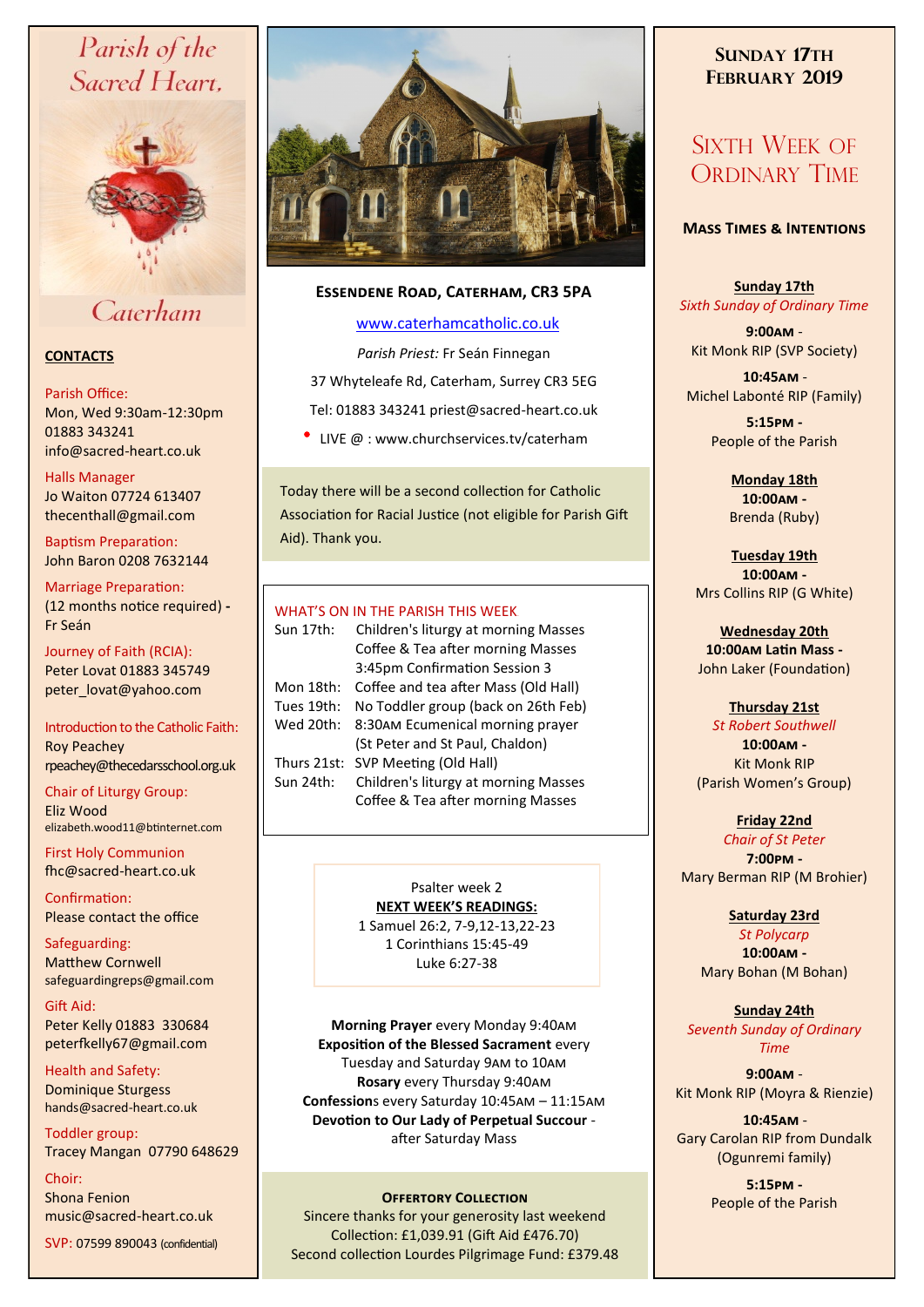# Parish of the Sacred Heart, Caterham

## CONTACTS

Parish Office:
Mon, Wed 9:30am-12:30pm
01883 343241
info@sacred-heart.co.uk

Halls Manager
Jo Waiton 07724 613407
thecenthall@gmail.com

Baptism Preparation:
John Baron 0208 7632144

Marriage Preparation:
(12 months notice required) - Fr Seán

Journey of Faith (RCIA):
Peter Lovat 01883 345749
peter_lovat@yahoo.com

Introduction to the Catholic Faith:
Roy Peachey
rpeachey@thecedarsschool.org.uk

Chair of Liturgy Group:
Eliz Wood
elizabeth.wood11@btinternet.com

First Holy Communion
fhc@sacred-heart.co.uk

Confirmation:
Please contact the office

Safeguarding:
Matthew Cornwell
safeguardingreps@gmail.com

Gift Aid:
Peter Kelly 01883 330684
peterfkelly67@gmail.com

Health and Safety:
Dominique Sturgess
hands@sacred-heart.co.uk

Toddler group:
Tracey Mangan 07790 648629

Choir:
Shona Fenion
music@sacred-heart.co.uk

SVP: 07599 890043 (confidential)

## Essendene Road, Caterham, CR3 5PA

www.caterhamcatholic.co.uk

*Parish Priest:* Fr Seán Finnegan

37 Whyteleafe Rd, Caterham, Surrey CR3 5EG

Tel: 01883 343241 priest@sacred-heart.co.uk

- LIVE @ : www.churchservices.tv/caterham

Today there will be a second collection for Catholic Association for Racial Justice (not eligible for Parish Gift Aid). Thank you.

### WHAT'S ON IN THE PARISH THIS WEEK

| | |
|---|---|
| Sun 17th: | Children's liturgy at morning Masses<br>Coffee & Tea after morning Masses<br>3:45pm Confirmation Session 3 |
| Mon 18th: | Coffee and tea after Mass (Old Hall) |
| Tues 19th: | No Toddler group (back on 26th Feb) |
| Wed 20th: | 8:30AM Ecumenical morning prayer (St Peter and St Paul, Chaldon) |
| Thurs 21st: | SVP Meeting (Old Hall) |
| Sun 24th: | Children's liturgy at morning Masses<br>Coffee & Tea after morning Masses |

Psalter week 2

**NEXT WEEK'S READINGS:**

1 Samuel 26:2, 7-9,12-13,22-23
1 Corinthians 15:45-49
Luke 6:27-38

**Morning Prayer** every Monday 9:40AM
**Exposition of the Blessed Sacrament** every Tuesday and Saturday 9AM to 10AM
**Rosary** every Thursday 9:40AM
**Confessions** every Saturday 10:45AM – 11:15AM
**Devotion to Our Lady of Perpetual Succour** - after Saturday Mass

### Offertory Collection

Sincere thanks for your generosity last weekend
Collection: £1,039.91 (Gift Aid £476.70)
Second collection Lourdes Pilgrimage Fund: £379.48

## Sunday 17th February 2019

## Sixth Week of Ordinary Time

### Mass Times & Intentions

**Sunday 17th**
*Sixth Sunday of Ordinary Time*
**9:00AM** - Kit Monk RIP (SVP Society)
**10:45AM** - Michel Labonté RIP (Family)
**5:15PM** - People of the Parish

**Monday 18th**
**10:00AM** - Brenda (Ruby)

**Tuesday 19th**
**10:00AM** - Mrs Collins RIP (G White)

**Wednesday 20th**
**10:00AM Latin Mass** - John Laker (Foundation)

**Thursday 21st**
*St Robert Southwell*
**10:00AM** - Kit Monk RIP (Parish Women's Group)

**Friday 22nd**
*Chair of St Peter*
**7:00PM** - Mary Berman RIP (M Brohier)

**Saturday 23rd**
*St Polycarp*
**10:00AM** - Mary Bohan (M Bohan)

**Sunday 24th**
*Seventh Sunday of Ordinary Time*
**9:00AM** - Kit Monk RIP (Moyra & Rienzie)
**10:45AM** - Gary Carolan RIP from Dundalk (Ogunremi family)
**5:15PM** - People of the Parish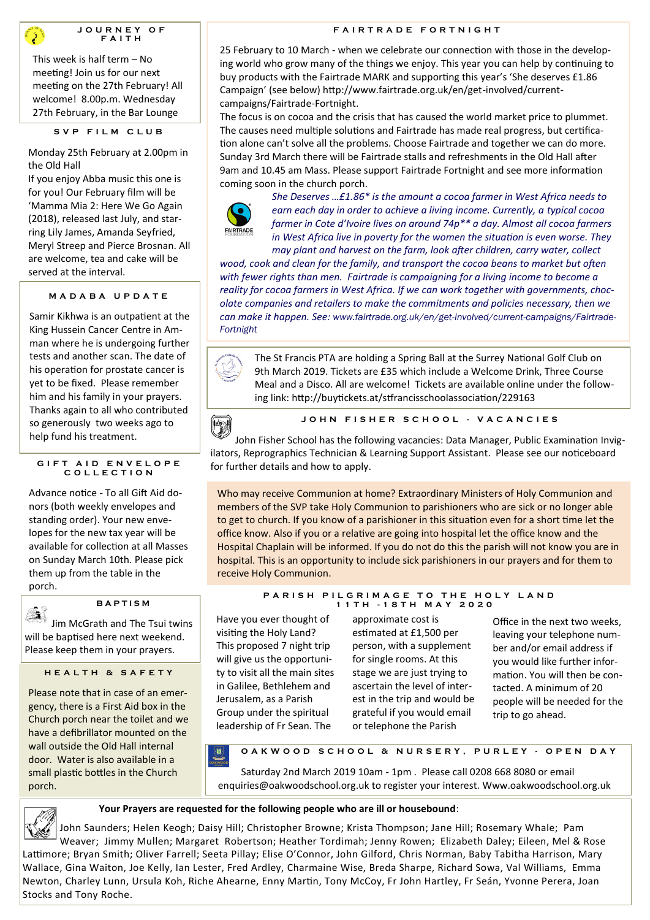## JOURNEY OF FAITH

This week is half term – No meeting! Join us for our next meeting on the 27th February! All welcome! 8.00p.m. Wednesday 27th February, in the Bar Lounge

## SVP FILM CLUB

Monday 25th February at 2.00pm in the Old Hall

If you enjoy Abba music this one is for you! Our February film will be 'Mamma Mia 2: Here We Go Again (2018), released last July, and starring Lily James, Amanda Seyfried, Meryl Streep and Pierce Brosnan. All are welcome, tea and cake will be served at the interval.

## MADABA UPDATE

Samir Kikhwa is an outpatient at the King Hussein Cancer Centre in Amman where he is undergoing further tests and another scan. The date of his operation for prostate cancer is yet to be fixed. Please remember him and his family in your prayers. Thanks again to all who contributed so generously two weeks ago to help fund his treatment.

## GIFT AID ENVELOPE COLLECTION

Advance notice - To all Gift Aid donors (both weekly envelopes and standing order). Your new envelopes for the new tax year will be available for collection at all Masses on Sunday March 10th. Please pick them up from the table in the porch.

## BAPTISM

Jim McGrath and The Tsui twins will be baptised here next weekend. Please keep them in your prayers.

## HEALTH & SAFETY

Please note that in case of an emergency, there is a First Aid box in the Church porch near the toilet and we have a defibrillator mounted on the wall outside the Old Hall internal door. Water is also available in a small plastic bottles in the Church porch.

## FAIRTRADE FORTNIGHT

25 February to 10 March - when we celebrate our connection with those in the developing world who grow many of the things we enjoy. This year you can help by continuing to buy products with the Fairtrade MARK and supporting this year's 'She deserves £1.86 Campaign' (see below) http://www.fairtrade.org.uk/en/get-involved/current-campaigns/Fairtrade-Fortnight.

The focus is on cocoa and the crisis that has caused the world market price to plummet. The causes need multiple solutions and Fairtrade has made real progress, but certification alone can't solve all the problems. Choose Fairtrade and together we can do more. Sunday 3rd March there will be Fairtrade stalls and refreshments in the Old Hall after 9am and 10.45 am Mass. Please support Fairtrade Fortnight and see more information coming soon in the church porch.

*She Deserves …£1.86\* is the amount a cocoa farmer in West Africa needs to earn each day in order to achieve a living income. Currently, a typical cocoa farmer in Cote d'Ivoire lives on around 74p\*\* a day. Almost all cocoa farmers in West Africa live in poverty for the women the situation is even worse. They may plant and harvest on the farm, look after children, carry water, collect wood, cook and clean for the family, and transport the cocoa beans to market but often with fewer rights than men. Fairtrade is campaigning for a living income to become a reality for cocoa farmers in West Africa. If we can work together with governments, chocolate companies and retailers to make the commitments and policies necessary, then we can make it happen. See:* www.fairtrade.org.uk/en/get-involved/current-campaigns/Fairtrade-Fortnight

The St Francis PTA are holding a Spring Ball at the Surrey National Golf Club on 9th March 2019. Tickets are £35 which include a Welcome Drink, Three Course Meal and a Disco. All are welcome! Tickets are available online under the following link: http://buytickets.at/stfrancisschoolassociation/229163

## JOHN FISHER SCHOOL - VACANCIES

John Fisher School has the following vacancies: Data Manager, Public Examination Invigilators, Reprographics Technician & Learning Support Assistant. Please see our noticeboard for further details and how to apply.

Who may receive Communion at home? Extraordinary Ministers of Holy Communion and members of the SVP take Holy Communion to parishioners who are sick or no longer able to get to church. If you know of a parishioner in this situation even for a short time let the office know. Also if you or a relative are going into hospital let the office know and the Hospital Chaplain will be informed. If you do not do this the parish will not know you are in hospital. This is an opportunity to include sick parishioners in our prayers and for them to receive Holy Communion.

## PARISH PILGRIMAGE TO THE HOLY LAND 11TH - 18TH MAY 2020

Have you ever thought of visiting the Holy Land? This proposed 7 night trip will give us the opportunity to visit all the main sites in Galilee, Bethlehem and Jerusalem, as a Parish Group under the spiritual leadership of Fr Sean. The approximate cost is estimated at £1,500 per person, with a supplement for single rooms. At this stage we are just trying to ascertain the level of interest in the trip and would be grateful if you would email or telephone the Parish Office in the next two weeks, leaving your telephone number and/or email address if you would like further information. You will then be contacted. A minimum of 20 people will be needed for the trip to go ahead.

## OAKWOOD SCHOOL & NURSERY, PURLEY - OPEN DAY

Saturday 2nd March 2019 10am - 1pm . Please call 0208 668 8080 or email enquiries@oakwoodschool.org.uk to register your interest. Www.oakwoodschool.org.uk

**Your Prayers are requested for the following people who are ill or housebound**:

John Saunders; Helen Keogh; Daisy Hill; Christopher Browne; Krista Thompson; Jane Hill; Rosemary Whale; Pam Weaver; Jimmy Mullen; Margaret Robertson; Heather Tordimah; Jenny Rowen; Elizabeth Daley; Eileen, Mel & Rose Lattimore; Bryan Smith; Oliver Farrell; Seeta Pillay; Elise O'Connor, John Gilford, Chris Norman, Baby Tabitha Harrison, Mary Wallace, Gina Waiton, Joe Kelly, Ian Lester, Fred Ardley, Charmaine Wise, Breda Sharpe, Richard Sowa, Val Williams, Emma Newton, Charley Lunn, Ursula Koh, Riche Ahearne, Enny Martin, Tony McCoy, Fr John Hartley, Fr Seán, Yvonne Perera, Joan Stocks and Tony Roche.